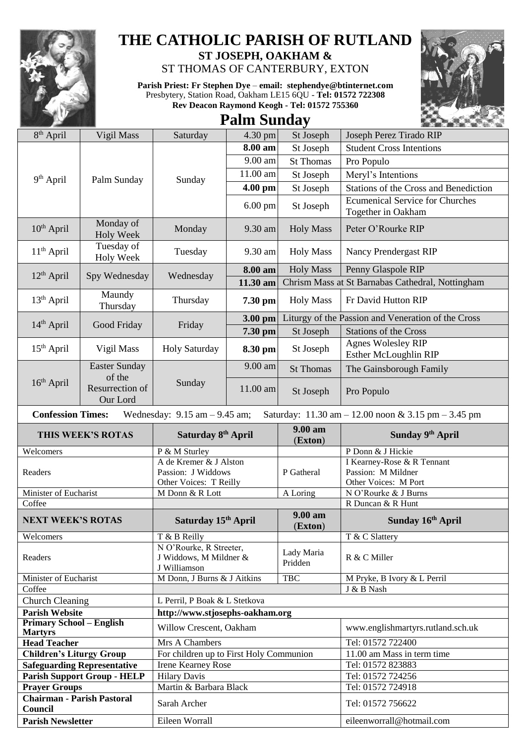# THE CATHOLIC PARISH OF RUTLAND

## ST JOSEPH, OAKHAM &

ST THOMAS OF CANTERBURY, EXTON

**Parish Priest: Fr Stephen Dye** – **email: stephendye@btinternet.com**
Presbytery, Station Road, Oakham LE15 6QU - **Tel: 01572 722308**
**Rev Deacon Raymond Keogh - Tel: 01572 755360**

# Palm Sunday

| | | | | | |
|---|---|---|---|---|---|
| 8th April | Vigil Mass | Saturday | 4.30 pm | St Joseph | Joseph Perez Tirado RIP |
| 9th April | Palm Sunday | Sunday | **8.00 am** | St Joseph | Student Cross Intentions |
| | | | 9.00 am | St Thomas | Pro Populo |
| | | | 11.00 am | St Joseph | Meryl's Intentions |
| | | | **4.00 pm** | St Joseph | Stations of the Cross and Benediction |
| | | | 6.00 pm | St Joseph | Ecumenical Service for Churches Together in Oakham |
| 10th April | Monday of Holy Week | Monday | 9.30 am | Holy Mass | Peter O'Rourke RIP |
| 11th April | Tuesday of Holy Week | Tuesday | 9.30 am | Holy Mass | Nancy Prendergast RIP |
| 12th April | Spy Wednesday | Wednesday | **8.00 am** | Holy Mass | Penny Glaspole RIP |
| | | | **11.30 am** | Chrism Mass at St Barnabas Cathedral, Nottingham | |
| 13th April | Maundy Thursday | Thursday | **7.30 pm** | Holy Mass | Fr David Hutton RIP |
| 14th April | Good Friday | Friday | **3.00 pm** | Liturgy of the Passion and Veneration of the Cross | |
| | | | **7.30 pm** | St Joseph | Stations of the Cross |
| 15th April | Vigil Mass | Holy Saturday | **8.30 pm** | St Joseph | Agnes Wolesley RIP<br>Esther McLoughlin RIP |
| 16th April | Easter Sunday of the Resurrection of Our Lord | Sunday | 9.00 am | St Thomas | The Gainsborough Family |
| | | | 11.00 am | St Joseph | Pro Populo |

**Confession Times:** Wednesday: 9.15 am – 9.45 am; Saturday: 11.30 am – 12.00 noon & 3.15 pm – 3.45 pm

| **THIS WEEK'S ROTAS** | **Saturday 8th April** | **9.00 am (Exton)** | **Sunday 9th April** |
|---|---|---|---|
| Welcomers | P & M Sturley | | P Donn & J Hickie |
| Readers | A de Kremer & J Alston<br>Passion: J Widdows<br>Other Voices: T Reilly | P Gatheral | I Kearney-Rose & R Tennant<br>Passion: M Mildner<br>Other Voices: M Port |
| Minister of Eucharist | M Donn & R Lott | A Loring | N O'Rourke & J Burns |
| Coffee | | | R Duncan & R Hunt |
| **NEXT WEEK'S ROTAS** | **Saturday 15th April** | **9.00 am (Exton)** | **Sunday 16th April** |
| Welcomers | T & B Reilly | | T & C Slattery |
| Readers | N O'Rourke, R Streeter, J Widdows, M Mildner & J Williamson | Lady Maria Pridden | R & C Miller |
| Minister of Eucharist | M Donn, J Burns & J Aitkins | TBC | M Pryke, B Ivory & L Perril |
| Coffee | | | J & B Nash |
| Church Cleaning | L Perril, P Boak & L Stetkova | | |
| **Parish Website** | **http://www.stjosephs-oakham.org** | | |
| **Primary School – English Martyrs** | Willow Crescent, Oakham | | www.englishmartyrs.rutland.sch.uk |
| **Head Teacher** | Mrs A Chambers | | Tel: 01572 722400 |
| **Children's Liturgy Group** | For children up to First Holy Communion | | 11.00 am Mass in term time |
| **Safeguarding Representative** | Irene Kearney Rose | | Tel: 01572 823883 |
| **Parish Support Group - HELP** | Hilary Davis | | Tel: 01572 724256 |
| **Prayer Groups** | Martin & Barbara Black | | Tel: 01572 724918 |
| **Chairman - Parish Pastoral Council** | Sarah Archer | | Tel: 01572 756622 |
| **Parish Newsletter** | Eileen Worrall | | eileenworrall@hotmail.com |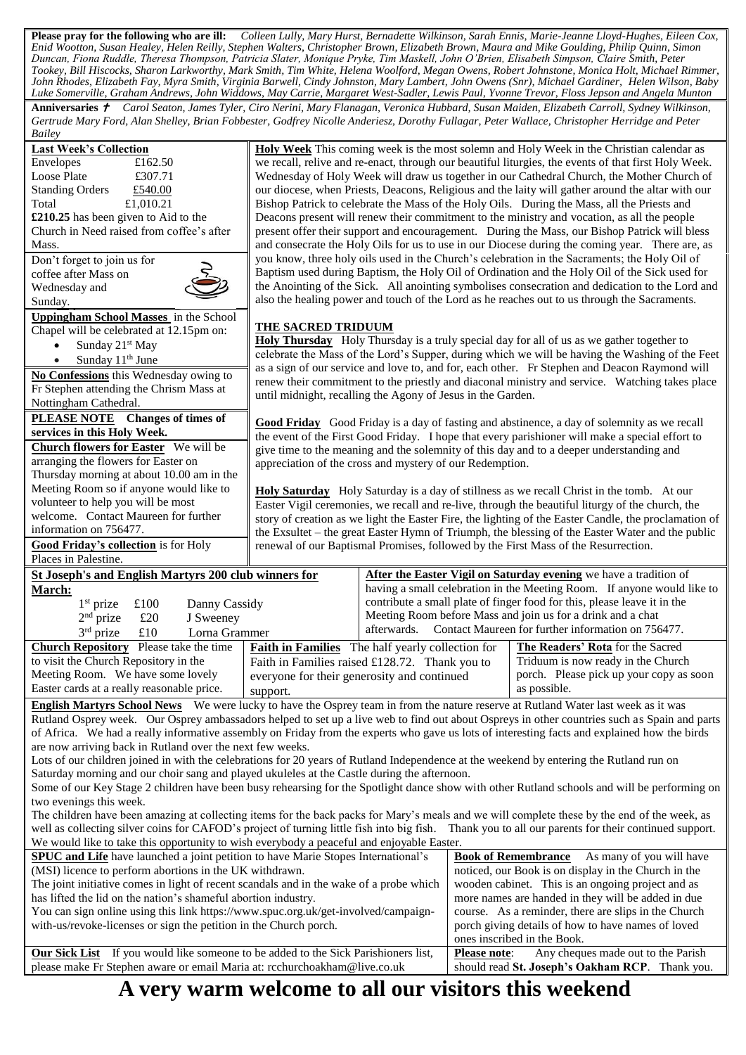**Please pray for the following who are ill:** *Colleen Lully, Mary Hurst, Bernadette Wilkinson, Sarah Ennis, Marie-Jeanne Lloyd-Hughes, Eileen Cox, Enid Wootton, Susan Healey, Helen Reilly, Stephen Walters, Christopher Brown, Elizabeth Brown, Maura and Mike Goulding, Philip Quinn, Simon Duncan, Fiona Ruddle, Theresa Thompson, Patricia Slater, Monique Pryke, Tim Maskell, John O'Brien, Elisabeth Simpson, Claire Smith, Peter Tookey, Bill Hiscocks, Sharon Larkworthy, Mark Smith, Tim White, Helena Woolford, Megan Owens, Robert Johnstone, Monica Holt, Michael Rimmer, John Rhodes, Elizabeth Fay, Myra Smith, Virginia Barwell, Cindy Johnston, Mary Lambert, John Owens (Snr), Michael Gardiner, Helen Wilson, Baby Luke Somerville, Graham Andrews, John Widdows, May Carrie, Margaret West-Sadler, Lewis Paul, Yvonne Trevor, Floss Jepson and Angela Munton*

**Anniversaries** ✝ *Carol Seaton, James Tyler, Ciro Nerini, Mary Flanagan, Veronica Hubbard, Susan Maiden, Elizabeth Carroll, Sydney Wilkinson, Gertrude Mary Ford, Alan Shelley, Brian Fobbester, Godfrey Nicolle Anderiesz, Dorothy Fullagar, Peter Wallace, Christopher Herridge and Peter Bailey*

**Last Week's Collection**

| | |
|---|---|
| Envelopes | £162.50 |
| Loose Plate | £307.71 |
| Standing Orders | £540.00 |
| Total | £1,010.21 |

**£210.25** has been given to Aid to the Church in Need raised from coffee's after Mass.

Don't forget to join us for coffee after Mass on Wednesday and Sunday.

**Uppingham School Masses** in the School Chapel will be celebrated at 12.15pm on:

- Sunday 21st May
- Sunday 11th June

**No Confessions** this Wednesday owing to Fr Stephen attending the Chrism Mass at Nottingham Cathedral.

**PLEASE NOTE Changes of times of services in this Holy Week.**

**Church flowers for Easter** We will be arranging the flowers for Easter on Thursday morning at about 10.00 am in the Meeting Room so if anyone would like to volunteer to help you will be most welcome. Contact Maureen for further information on 756477.

**Good Friday's collection** is for Holy Places in Palestine.

**Holy Week** This coming week is the most solemn and Holy Week in the Christian calendar as we recall, relive and re-enact, through our beautiful liturgies, the events of that first Holy Week. Wednesday of Holy Week will draw us together in our Cathedral Church, the Mother Church of our diocese, when Priests, Deacons, Religious and the laity will gather around the altar with our Bishop Patrick to celebrate the Mass of the Holy Oils. During the Mass, all the Priests and Deacons present will renew their commitment to the ministry and vocation, as all the people present offer their support and encouragement. During the Mass, our Bishop Patrick will bless and consecrate the Holy Oils for us to use in our Diocese during the coming year. There are, as you know, three holy oils used in the Church's celebration in the Sacraments; the Holy Oil of Baptism used during Baptism, the Holy Oil of Ordination and the Holy Oil of the Sick used for the Anointing of the Sick. All anointing symbolises consecration and dedication to the Lord and also the healing power and touch of the Lord as he reaches out to us through the Sacraments.

**THE SACRED TRIDUUM**

**Holy Thursday** Holy Thursday is a truly special day for all of us as we gather together to celebrate the Mass of the Lord's Supper, during which we will be having the Washing of the Feet as a sign of our service and love to, and for, each other. Fr Stephen and Deacon Raymond will renew their commitment to the priestly and diaconal ministry and service. Watching takes place until midnight, recalling the Agony of Jesus in the Garden.

**Good Friday** Good Friday is a day of fasting and abstinence, a day of solemnity as we recall the event of the First Good Friday. I hope that every parishioner will make a special effort to give time to the meaning and the solemnity of this day and to a deeper understanding and appreciation of the cross and mystery of our Redemption.

**Holy Saturday** Holy Saturday is a day of stillness as we recall Christ in the tomb. At our Easter Vigil ceremonies, we recall and re-live, through the beautiful liturgy of the church, the story of creation as we light the Easter Fire, the lighting of the Easter Candle, the proclamation of the Exsultet – the great Easter Hymn of Triumph, the blessing of the Easter Water and the public renewal of our Baptismal Promises, followed by the First Mass of the Resurrection.

**St Joseph's and English Martyrs 200 club winners for March:**

| | | |
|---|---|---|
| 1st prize | £100 | Danny Cassidy |
| 2nd prize | £20 | J Sweeney |
| 3rd prize | £10 | Lorna Grammer |

**After the Easter Vigil on Saturday evening** we have a tradition of having a small celebration in the Meeting Room. If anyone would like to contribute a small plate of finger food for this, please leave it in the Meeting Room before Mass and join us for a drink and a chat afterwards. Contact Maureen for further information on 756477.

**Church Repository** Please take the time to visit the Church Repository in the Meeting Room. We have some lovely Easter cards at a really reasonable price.

**Faith in Families** The half yearly collection for Faith in Families raised £128.72. Thank you to everyone for their generosity and continued support.

**The Readers' Rota** for the Sacred Triduum is now ready in the Church porch. Please pick up your copy as soon as possible.

**English Martyrs School News** We were lucky to have the Osprey team in from the nature reserve at Rutland Water last week as it was Rutland Osprey week. Our Osprey ambassadors helped to set up a live web to find out about Ospreys in other countries such as Spain and parts of Africa. We had a really informative assembly on Friday from the experts who gave us lots of interesting facts and explained how the birds are now arriving back in Rutland over the next few weeks.

Lots of our children joined in with the celebrations for 20 years of Rutland Independence at the weekend by entering the Rutland run on Saturday morning and our choir sang and played ukuleles at the Castle during the afternoon.

Some of our Key Stage 2 children have been busy rehearsing for the Spotlight dance show with other Rutland schools and will be performing on two evenings this week.

The children have been amazing at collecting items for the back packs for Mary's meals and we will complete these by the end of the week, as well as collecting silver coins for CAFOD's project of turning little fish into big fish. Thank you to all our parents for their continued support. We would like to take this opportunity to wish everybody a peaceful and enjoyable Easter.

**SPUC and Life** have launched a joint petition to have Marie Stopes International's (MSI) licence to perform abortions in the UK withdrawn.
The joint initiative comes in light of recent scandals and in the wake of a probe which has lifted the lid on the nation's shameful abortion industry.
You can sign online using this link https://www.spuc.org.uk/get-involved/campaign-with-us/revoke-licenses or sign the petition in the Church porch.

**Book of Remembrance** As many of you will have noticed, our Book is on display in the Church in the wooden cabinet. This is an ongoing project and as more names are handed in they will be added in due course. As a reminder, there are slips in the Church porch giving details of how to have names of loved ones inscribed in the Book.

**Our Sick List** If you would like someone to be added to the Sick Parishioners list, please make Fr Stephen aware or email Maria at: rcchurchoakham@live.co.uk

**Please note**: Any cheques made out to the Parish should read **St. Joseph's Oakham RCP**. Thank you.

# A very warm welcome to all our visitors this weekend